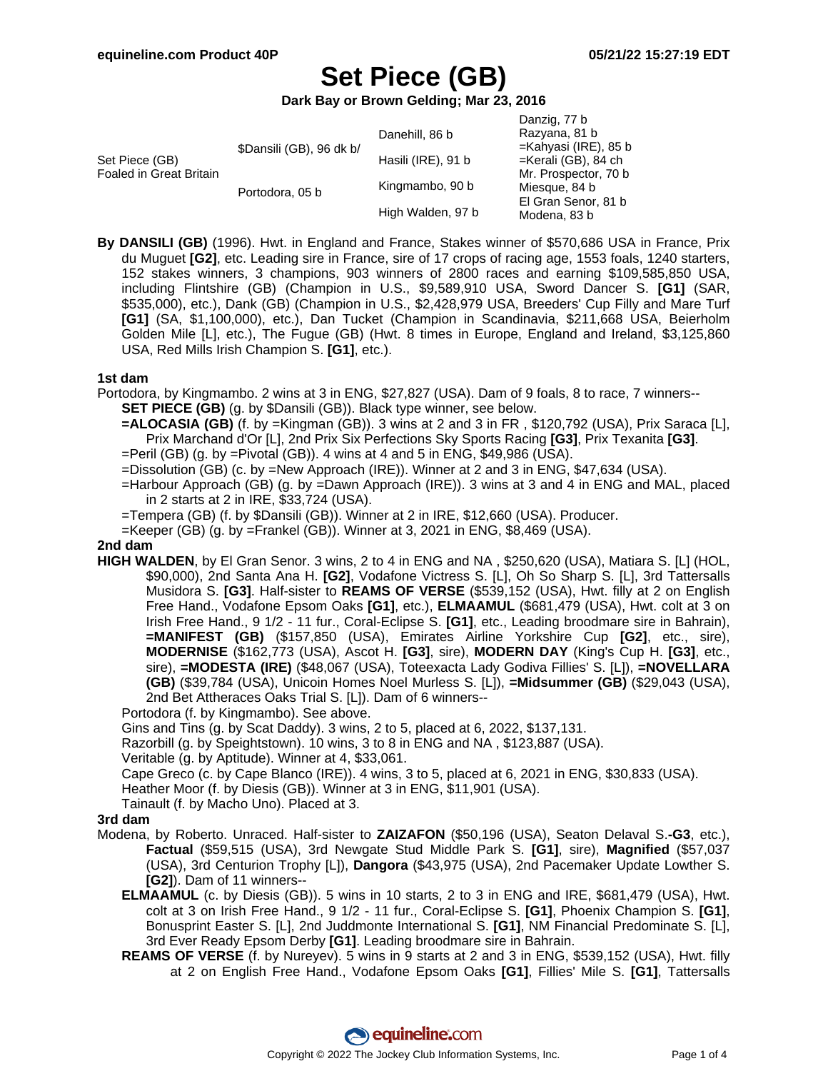# Set Piece (GB)

**Dark Bay or Brown Gelding; Mar 23, 2016**

| | | | |
|---|---|---|---|
| Set Piece (GB) Foaled in Great Britain | $Dansili (GB), 96 dk b/ | Danehill, 86 b | Danzig, 77 b |
| | | | Razyana, 81 b |
| | | Hasili (IRE), 91 b | =Kahyasi (IRE), 85 b |
| | | | =Kerali (GB), 84 ch |
| | Portodora, 05 b | Kingmambo, 90 b | Mr. Prospector, 70 b |
| | | | Miesque, 84 b |
| | | High Walden, 97 b | El Gran Senor, 81 b |
| | | | Modena, 83 b |

**By DANSILI (GB)** (1996). Hwt. in England and France, Stakes winner of $570,686 USA in France, Prix du Muguet **[G2]**, etc. Leading sire in France, sire of 17 crops of racing age, 1553 foals, 1240 starters, 152 stakes winners, 3 champions, 903 winners of 2800 races and earning $109,585,850 USA, including Flintshire (GB) (Champion in U.S., $9,589,910 USA, Sword Dancer S. **[G1]** (SAR, $535,000), etc.), Dank (GB) (Champion in U.S., $2,428,979 USA, Breeders' Cup Filly and Mare Turf **[G1]** (SA, $1,100,000), etc.), Dan Tucket (Champion in Scandinavia, $211,668 USA, Beierholm Golden Mile [L], etc.), The Fugue (GB) (Hwt. 8 times in Europe, England and Ireland, $3,125,860 USA, Red Mills Irish Champion S. **[G1]**, etc.).

### 1st dam

Portodora, by Kingmambo. 2 wins at 3 in ENG, $27,827 (USA). Dam of 9 foals, 8 to race, 7 winners--

- **SET PIECE (GB)** (g. by $Dansili (GB)). Black type winner, see below.
- **=ALOCASIA (GB)** (f. by =Kingman (GB)). 3 wins at 2 and 3 in FR , $120,792 (USA), Prix Saraca [L], Prix Marchand d'Or [L], 2nd Prix Six Perfections Sky Sports Racing **[G3]**, Prix Texanita **[G3]**.
- =Peril (GB) (g. by =Pivotal (GB)). 4 wins at 4 and 5 in ENG, $49,986 (USA).
- =Dissolution (GB) (c. by =New Approach (IRE)). Winner at 2 and 3 in ENG, $47,634 (USA).
- =Harbour Approach (GB) (g. by =Dawn Approach (IRE)). 3 wins at 3 and 4 in ENG and MAL, placed in 2 starts at 2 in IRE, $33,724 (USA).
- =Tempera (GB) (f. by $Dansili (GB)). Winner at 2 in IRE, $12,660 (USA). Producer.
- =Keeper (GB) (g. by =Frankel (GB)). Winner at 3, 2021 in ENG, $8,469 (USA).

### 2nd dam

**HIGH WALDEN**, by El Gran Senor. 3 wins, 2 to 4 in ENG and NA , $250,620 (USA), Matiara S. [L] (HOL, $90,000), 2nd Santa Ana H. **[G2]**, Vodafone Victress S. [L], Oh So Sharp S. [L], 3rd Tattersalls Musidora S. **[G3]**. Half-sister to **REAMS OF VERSE** ($539,152 (USA), Hwt. filly at 2 on English Free Hand., Vodafone Epsom Oaks **[G1]**, etc.), **ELMAAMUL** ($681,479 (USA), Hwt. colt at 3 on Irish Free Hand., 9 1/2 - 11 fur., Coral-Eclipse S. **[G1]**, etc., Leading broodmare sire in Bahrain), **=MANIFEST (GB)** ($157,850 (USA), Emirates Airline Yorkshire Cup **[G2]**, etc., sire), **MODERNISE** ($162,773 (USA), Ascot H. **[G3]**, sire), **MODERN DAY** (King's Cup H. **[G3]**, etc., sire), **=MODESTA (IRE)** ($48,067 (USA), Toteexacta Lady Godiva Fillies' S. [L]), **=NOVELLARA (GB)** ($39,784 (USA), Unicoin Homes Noel Murless S. [L]), **=Midsummer (GB)** ($29,043 (USA), 2nd Bet Attheraces Oaks Trial S. [L]). Dam of 6 winners--

- Portodora (f. by Kingmambo). See above.
- Gins and Tins (g. by Scat Daddy). 3 wins, 2 to 5, placed at 6, 2022, $137,131.
- Razorbill (g. by Speightstown). 10 wins, 3 to 8 in ENG and NA , $123,887 (USA).
- Veritable (g. by Aptitude). Winner at 4, $33,061.
- Cape Greco (c. by Cape Blanco (IRE)). 4 wins, 3 to 5, placed at 6, 2021 in ENG, $30,833 (USA).
- Heather Moor (f. by Diesis (GB)). Winner at 3 in ENG, $11,901 (USA).
- Tainault (f. by Macho Uno). Placed at 3.

### 3rd dam

Modena, by Roberto. Unraced. Half-sister to **ZAIZAFON** ($50,196 (USA), Seaton Delaval S.**-G3**, etc.), **Factual** ($59,515 (USA), 3rd Newgate Stud Middle Park S. **[G1]**, sire), **Magnified** ($57,037 (USA), 3rd Centurion Trophy [L]), **Dangora** ($43,975 (USA), 2nd Pacemaker Update Lowther S. **[G2]**). Dam of 11 winners--

- **ELMAAMUL** (c. by Diesis (GB)). 5 wins in 10 starts, 2 to 3 in ENG and IRE, $681,479 (USA), Hwt. colt at 3 on Irish Free Hand., 9 1/2 - 11 fur., Coral-Eclipse S. **[G1]**, Phoenix Champion S. **[G1]**, Bonusprint Easter S. [L], 2nd Juddmonte International S. **[G1]**, NM Financial Predominate S. [L], 3rd Ever Ready Epsom Derby **[G1]**. Leading broodmare sire in Bahrain.
- **REAMS OF VERSE** (f. by Nureyev). 5 wins in 9 starts at 2 and 3 in ENG, $539,152 (USA), Hwt. filly at 2 on English Free Hand., Vodafone Epsom Oaks **[G1]**, Fillies' Mile S. **[G1]**, Tattersalls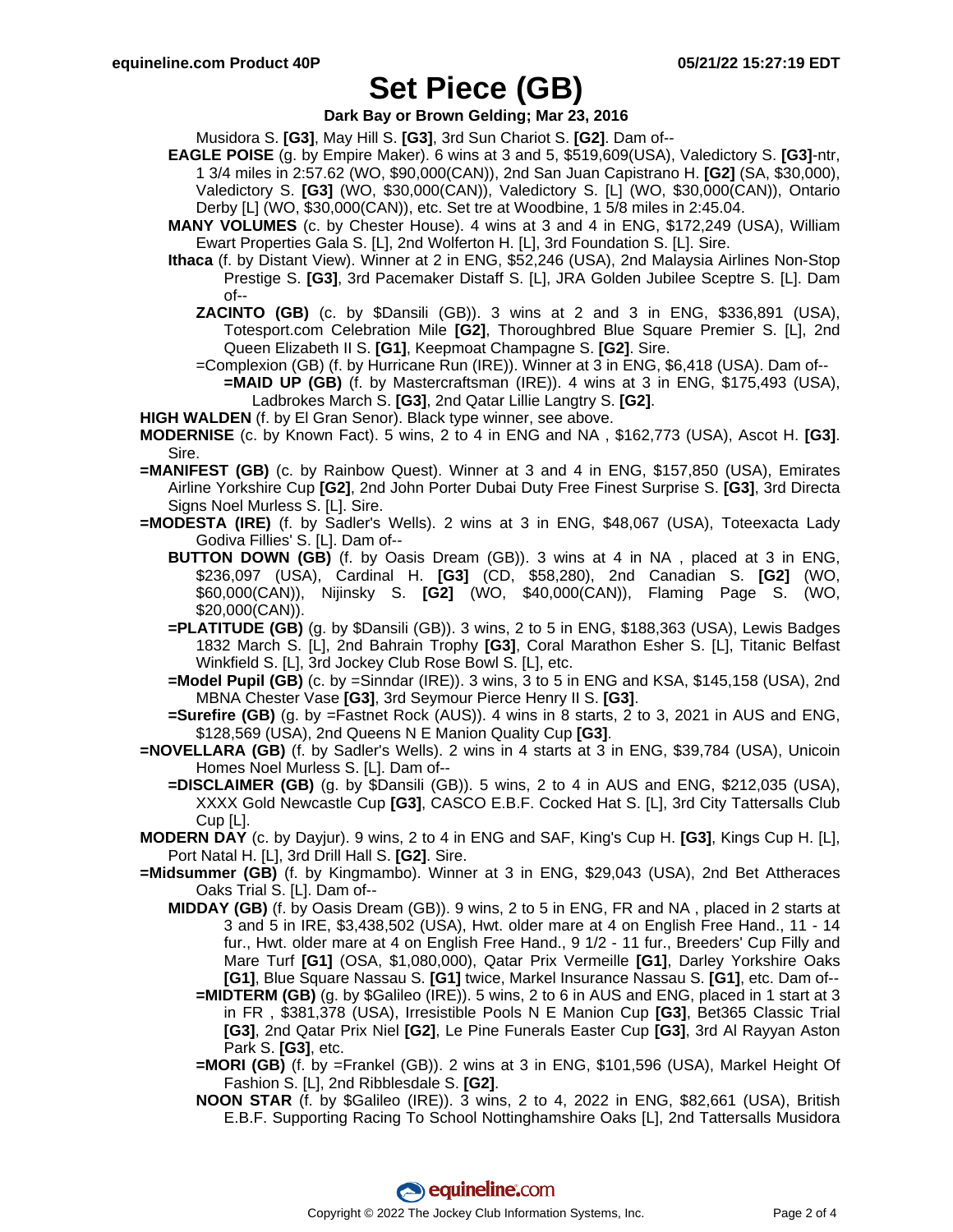# Set Piece (GB)

**Dark Bay or Brown Gelding; Mar 23, 2016**

Musidora S. **[G3]**, May Hill S. **[G3]**, 3rd Sun Chariot S. **[G2]**. Dam of--

**EAGLE POISE** (g. by Empire Maker). 6 wins at 3 and 5, $519,609(USA), Valedictory S. **[G3]**-ntr, 1 3/4 miles in 2:57.62 (WO, $90,000(CAN)), 2nd San Juan Capistrano H. **[G2]** (SA, $30,000), Valedictory S. **[G3]** (WO, $30,000(CAN)), Valedictory S. [L] (WO, $30,000(CAN)), Ontario Derby [L] (WO, $30,000(CAN)), etc. Set tre at Woodbine, 1 5/8 miles in 2:45.04.

**MANY VOLUMES** (c. by Chester House). 4 wins at 3 and 4 in ENG, $172,249 (USA), William Ewart Properties Gala S. [L], 2nd Wolferton H. [L], 3rd Foundation S. [L]. Sire.

**Ithaca** (f. by Distant View). Winner at 2 in ENG, $52,246 (USA), 2nd Malaysia Airlines Non-Stop Prestige S. **[G3]**, 3rd Pacemaker Distaff S. [L], JRA Golden Jubilee Sceptre S. [L]. Dam of--

**ZACINTO (GB)** (c. by $Dansili (GB)). 3 wins at 2 and 3 in ENG, $336,891 (USA), Totesport.com Celebration Mile **[G2]**, Thoroughbred Blue Square Premier S. [L], 2nd Queen Elizabeth II S. **[G1]**, Keepmoat Champagne S. **[G2]**. Sire.

=Complexion (GB) (f. by Hurricane Run (IRE)). Winner at 3 in ENG, $6,418 (USA). Dam of--

**=MAID UP (GB)** (f. by Mastercraftsman (IRE)). 4 wins at 3 in ENG, $175,493 (USA), Ladbrokes March S. **[G3]**, 2nd Qatar Lillie Langtry S. **[G2]**.

**HIGH WALDEN** (f. by El Gran Senor). Black type winner, see above.

**MODERNISE** (c. by Known Fact). 5 wins, 2 to 4 in ENG and NA , $162,773 (USA), Ascot H. **[G3]**. Sire.

**=MANIFEST (GB)** (c. by Rainbow Quest). Winner at 3 and 4 in ENG, $157,850 (USA), Emirates Airline Yorkshire Cup **[G2]**, 2nd John Porter Dubai Duty Free Finest Surprise S. **[G3]**, 3rd Directa Signs Noel Murless S. [L]. Sire.

**=MODESTA (IRE)** (f. by Sadler's Wells). 2 wins at 3 in ENG, $48,067 (USA), Toteexacta Lady Godiva Fillies' S. [L]. Dam of--

**BUTTON DOWN (GB)** (f. by Oasis Dream (GB)). 3 wins at 4 in NA , placed at 3 in ENG, $236,097 (USA), Cardinal H. **[G3]** (CD, $58,280), 2nd Canadian S. **[G2]** (WO, $60,000(CAN)), Nijinsky S. **[G2]** (WO, $40,000(CAN)), Flaming Page S. (WO, $20,000(CAN)).

**=PLATITUDE (GB)** (g. by $Dansili (GB)). 3 wins, 2 to 5 in ENG, $188,363 (USA), Lewis Badges 1832 March S. [L], 2nd Bahrain Trophy **[G3]**, Coral Marathon Esher S. [L], Titanic Belfast Winkfield S. [L], 3rd Jockey Club Rose Bowl S. [L], etc.

**=Model Pupil (GB)** (c. by =Sinndar (IRE)). 3 wins, 3 to 5 in ENG and KSA, $145,158 (USA), 2nd MBNA Chester Vase **[G3]**, 3rd Seymour Pierce Henry II S. **[G3]**.

**=Surefire (GB)** (g. by =Fastnet Rock (AUS)). 4 wins in 8 starts, 2 to 3, 2021 in AUS and ENG, $128,569 (USA), 2nd Queens N E Manion Quality Cup **[G3]**.

**=NOVELLARA (GB)** (f. by Sadler's Wells). 2 wins in 4 starts at 3 in ENG, $39,784 (USA), Unicoin Homes Noel Murless S. [L]. Dam of--

**=DISCLAIMER (GB)** (g. by $Dansili (GB)). 5 wins, 2 to 4 in AUS and ENG, $212,035 (USA), XXXX Gold Newcastle Cup **[G3]**, CASCO E.B.F. Cocked Hat S. [L], 3rd City Tattersalls Club Cup [L].

**MODERN DAY** (c. by Dayjur). 9 wins, 2 to 4 in ENG and SAF, King's Cup H. **[G3]**, Kings Cup H. [L], Port Natal H. [L], 3rd Drill Hall S. **[G2]**. Sire.

**=Midsummer (GB)** (f. by Kingmambo). Winner at 3 in ENG, $29,043 (USA), 2nd Bet Attheraces Oaks Trial S. [L]. Dam of--

**MIDDAY (GB)** (f. by Oasis Dream (GB)). 9 wins, 2 to 5 in ENG, FR and NA , placed in 2 starts at 3 and 5 in IRE, $3,438,502 (USA), Hwt. older mare at 4 on English Free Hand., 11 - 14 fur., Hwt. older mare at 4 on English Free Hand., 9 1/2 - 11 fur., Breeders' Cup Filly and Mare Turf **[G1]** (OSA, $1,080,000), Qatar Prix Vermeille **[G1]**, Darley Yorkshire Oaks **[G1]**, Blue Square Nassau S. **[G1]** twice, Markel Insurance Nassau S. **[G1]**, etc. Dam of--

**=MIDTERM (GB)** (g. by $Galileo (IRE)). 5 wins, 2 to 6 in AUS and ENG, placed in 1 start at 3 in FR , $381,378 (USA), Irresistible Pools N E Manion Cup **[G3]**, Bet365 Classic Trial **[G3]**, 2nd Qatar Prix Niel **[G2]**, Le Pine Funerals Easter Cup **[G3]**, 3rd Al Rayyan Aston Park S. **[G3]**, etc.

**=MORI (GB)** (f. by =Frankel (GB)). 2 wins at 3 in ENG, $101,596 (USA), Markel Height Of Fashion S. [L], 2nd Ribblesdale S. **[G2]**.

**NOON STAR** (f. by $Galileo (IRE)). 3 wins, 2 to 4, 2022 in ENG, $82,661 (USA), British E.B.F. Supporting Racing To School Nottinghamshire Oaks [L], 2nd Tattersalls Musidora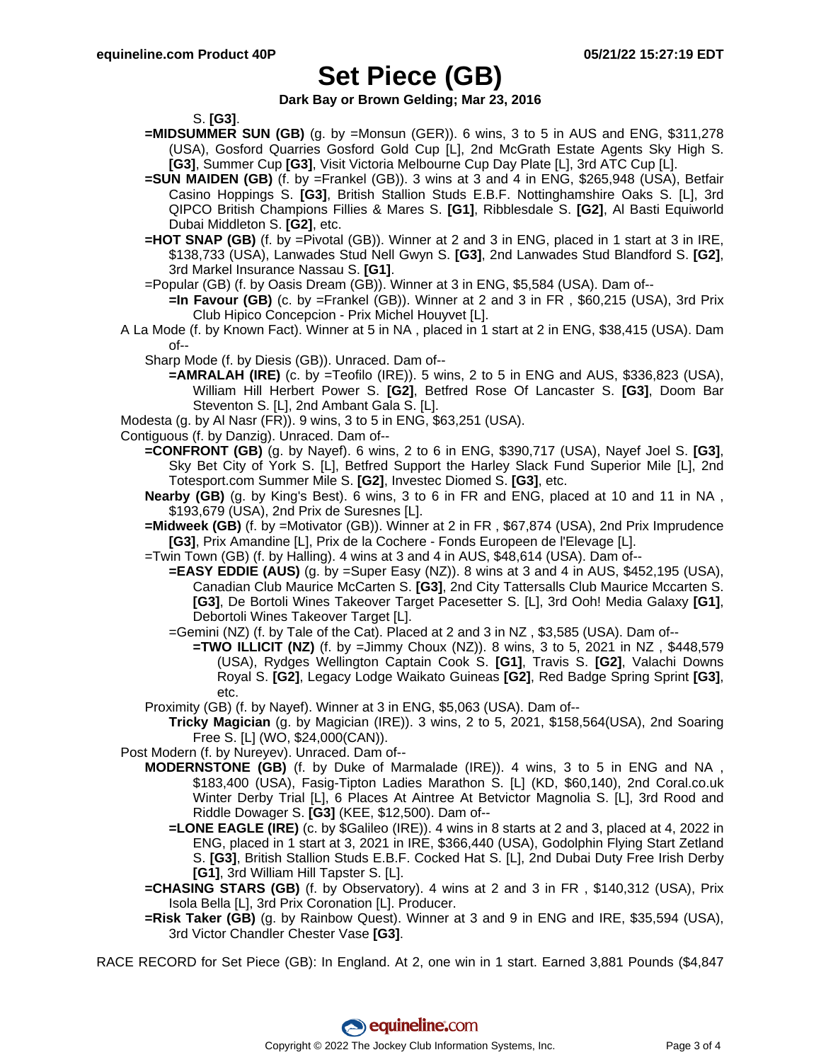# Set Piece (GB)

**Dark Bay or Brown Gelding; Mar 23, 2016**

S. **[G3]**.

**=MIDSUMMER SUN (GB)** (g. by =Monsun (GER)). 6 wins, 3 to 5 in AUS and ENG, $311,278 (USA), Gosford Quarries Gosford Gold Cup [L], 2nd McGrath Estate Agents Sky High S. **[G3]**, Summer Cup **[G3]**, Visit Victoria Melbourne Cup Day Plate [L], 3rd ATC Cup [L].

**=SUN MAIDEN (GB)** (f. by =Frankel (GB)). 3 wins at 3 and 4 in ENG, $265,948 (USA), Betfair Casino Hoppings S. **[G3]**, British Stallion Studs E.B.F. Nottinghamshire Oaks S. [L], 3rd QIPCO British Champions Fillies & Mares S. **[G1]**, Ribblesdale S. **[G2]**, Al Basti Equiworld Dubai Middleton S. **[G2]**, etc.

**=HOT SNAP (GB)** (f. by =Pivotal (GB)). Winner at 2 and 3 in ENG, placed in 1 start at 3 in IRE, $138,733 (USA), Lanwades Stud Nell Gwyn S. **[G3]**, 2nd Lanwades Stud Blandford S. **[G2]**, 3rd Markel Insurance Nassau S. **[G1]**.

=Popular (GB) (f. by Oasis Dream (GB)). Winner at 3 in ENG, $5,584 (USA). Dam of--

**=In Favour (GB)** (c. by =Frankel (GB)). Winner at 2 and 3 in FR , $60,215 (USA), 3rd Prix Club Hipico Concepcion - Prix Michel Houyvet [L].

A La Mode (f. by Known Fact). Winner at 5 in NA , placed in 1 start at 2 in ENG, $38,415 (USA). Dam of--

Sharp Mode (f. by Diesis (GB)). Unraced. Dam of--

**=AMRALAH (IRE)** (c. by =Teofilo (IRE)). 5 wins, 2 to 5 in ENG and AUS, $336,823 (USA), William Hill Herbert Power S. **[G2]**, Betfred Rose Of Lancaster S. **[G3]**, Doom Bar Steventon S. [L], 2nd Ambant Gala S. [L].

Modesta (g. by Al Nasr (FR)). 9 wins, 3 to 5 in ENG, $63,251 (USA).

Contiguous (f. by Danzig). Unraced. Dam of--

**=CONFRONT (GB)** (g. by Nayef). 6 wins, 2 to 6 in ENG, $390,717 (USA), Nayef Joel S. **[G3]**, Sky Bet City of York S. [L], Betfred Support the Harley Slack Fund Superior Mile [L], 2nd Totesport.com Summer Mile S. **[G2]**, Investec Diomed S. **[G3]**, etc.

**Nearby (GB)** (g. by King's Best). 6 wins, 3 to 6 in FR and ENG, placed at 10 and 11 in NA , $193,679 (USA), 2nd Prix de Suresnes [L].

**=Midweek (GB)** (f. by =Motivator (GB)). Winner at 2 in FR , $67,874 (USA), 2nd Prix Imprudence **[G3]**, Prix Amandine [L], Prix de la Cochere - Fonds Europeen de l'Elevage [L].

=Twin Town (GB) (f. by Halling). 4 wins at 3 and 4 in AUS, $48,614 (USA). Dam of--

**=EASY EDDIE (AUS)** (g. by =Super Easy (NZ)). 8 wins at 3 and 4 in AUS, $452,195 (USA), Canadian Club Maurice McCarten S. **[G3]**, 2nd City Tattersalls Club Maurice Mccarten S. **[G3]**, De Bortoli Wines Takeover Target Pacesetter S. [L], 3rd Ooh! Media Galaxy **[G1]**, Debortoli Wines Takeover Target [L].

=Gemini (NZ) (f. by Tale of the Cat). Placed at 2 and 3 in NZ , $3,585 (USA). Dam of--

**=TWO ILLICIT (NZ)** (f. by =Jimmy Choux (NZ)). 8 wins, 3 to 5, 2021 in NZ , $448,579 (USA), Rydges Wellington Captain Cook S. **[G1]**, Travis S. **[G2]**, Valachi Downs Royal S. **[G2]**, Legacy Lodge Waikato Guineas **[G2]**, Red Badge Spring Sprint **[G3]**, etc.

Proximity (GB) (f. by Nayef). Winner at 3 in ENG, $5,063 (USA). Dam of--

**Tricky Magician** (g. by Magician (IRE)). 3 wins, 2 to 5, 2021, $158,564(USA), 2nd Soaring Free S. [L] (WO, $24,000(CAN)).

Post Modern (f. by Nureyev). Unraced. Dam of--

**MODERNSTONE (GB)** (f. by Duke of Marmalade (IRE)). 4 wins, 3 to 5 in ENG and NA , $183,400 (USA), Fasig-Tipton Ladies Marathon S. [L] (KD, $60,140), 2nd Coral.co.uk Winter Derby Trial [L], 6 Places At Aintree At Betvictor Magnolia S. [L], 3rd Rood and Riddle Dowager S. **[G3]** (KEE, $12,500). Dam of--

**=LONE EAGLE (IRE)** (c. by $Galileo (IRE)). 4 wins in 8 starts at 2 and 3, placed at 4, 2022 in ENG, placed in 1 start at 3, 2021 in IRE, $366,440 (USA), Godolphin Flying Start Zetland S. **[G3]**, British Stallion Studs E.B.F. Cocked Hat S. [L], 2nd Dubai Duty Free Irish Derby **[G1]**, 3rd William Hill Tapster S. [L].

**=CHASING STARS (GB)** (f. by Observatory). 4 wins at 2 and 3 in FR , $140,312 (USA), Prix Isola Bella [L], 3rd Prix Coronation [L]. Producer.

**=Risk Taker (GB)** (g. by Rainbow Quest). Winner at 3 and 9 in ENG and IRE, $35,594 (USA), 3rd Victor Chandler Chester Vase **[G3]**.

RACE RECORD for Set Piece (GB): In England. At 2, one win in 1 start. Earned 3,881 Pounds ($4,847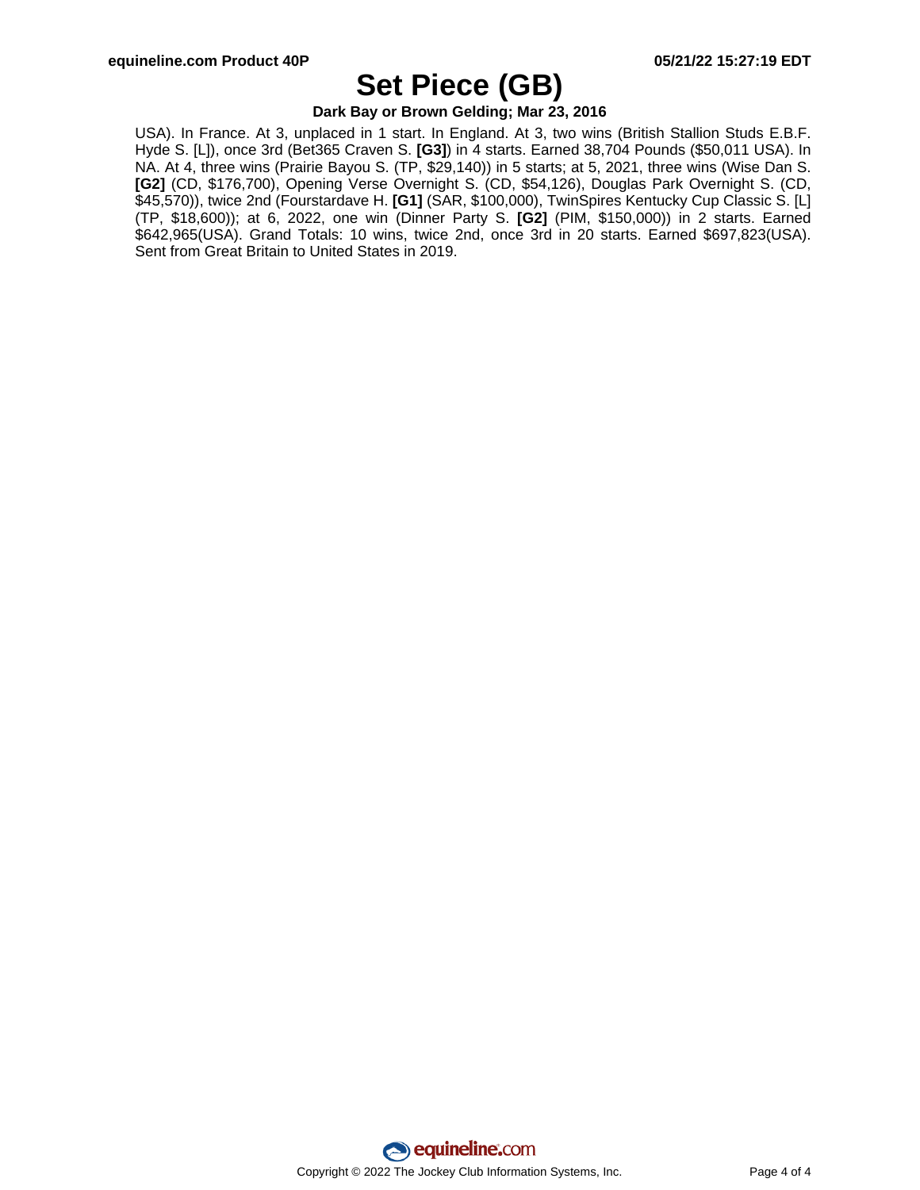# Set Piece (GB)

**Dark Bay or Brown Gelding; Mar 23, 2016**

USA). In France. At 3, unplaced in 1 start. In England. At 3, two wins (British Stallion Studs E.B.F. Hyde S. [L]), once 3rd (Bet365 Craven S. **[G3]**) in 4 starts. Earned 38,704 Pounds ($50,011 USA). In NA. At 4, three wins (Prairie Bayou S. (TP, $29,140)) in 5 starts; at 5, 2021, three wins (Wise Dan S. **[G2]** (CD, $176,700), Opening Verse Overnight S. (CD, $54,126), Douglas Park Overnight S. (CD, $45,570)), twice 2nd (Fourstardave H. **[G1]** (SAR, $100,000), TwinSpires Kentucky Cup Classic S. [L] (TP, $18,600)); at 6, 2022, one win (Dinner Party S. **[G2]** (PIM, $150,000)) in 2 starts. Earned $642,965(USA). Grand Totals: 10 wins, twice 2nd, once 3rd in 20 starts. Earned $697,823(USA). Sent from Great Britain to United States in 2019.